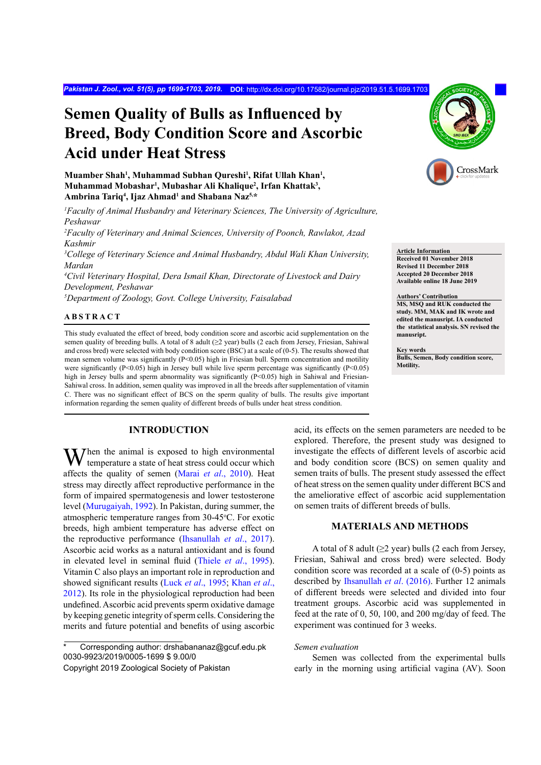# Semen Quality of Bulls as Influenced by Breed, Body Condition Score and Ascorbic Acid under Heat Stress

**Muamber Shah[1], Muhammad Subhan Qureshi[1], Rifat Ullah Khan[1], Muhammad Mobashar[1], Mubashar Ali Khalique[2], Irfan Khattak[3], Ambrina Tariq[4], Ijaz Ahmad[1] and Shabana Naz[5,*]**

[1]*Faculty of Animal Husbandry and Veterinary Sciences, The University of Agriculture, Peshawar*

[2]*Faculty of Veterinary and Animal Sciences, University of Poonch, Rawlakot, Azad Kashmir*

[3]*College of Veterinary Science and Animal Husbandry, Abdul Wali Khan University, Mardan*

[4]*Civil Veterinary Hospital, Dera Ismail Khan, Directorate of Livestock and Dairy Development, Peshawar*

[5]*Department of Zoology, Govt. College University, Faisalabad*

**Article Information**
**Received 01 November 2018**
**Revised 11 December 2018**
**Accepted 20 December 2018**
**Available online 18 June 2019**

**Authors' Contribution**
**MS, MSQ and RUK conducted the study. MM, MAK and IK wrote and edited the manusript. IA conducted the statistical analysis. SN revised the manusript.**

**Key words**
**Bulls, Semen, Body condition score, Motility.**

## ABSTRACT

This study evaluated the effect of breed, body condition score and ascorbic acid supplementation on the semen quality of breeding bulls. A total of 8 adult (≥2 year) bulls (2 each from Jersey, Friesian, Sahiwal and cross bred) were selected with body condition score (BSC) at a scale of (0-5). The results showed that mean semen volume was significantly ($P<0.05$) high in Friesian bull. Sperm concentration and motility were significantly ($P<0.05$) high in Jersey bull while live sperm percentage was significantly ($P<0.05$) high in Jersey bulls and sperm abnormality was significantly ($P<0.05$) high in Sahiwal and Friesian-Sahiwal cross. In addition, semen quality was improved in all the breeds after supplementation of vitamin C. There was no significant effect of BCS on the sperm quality of bulls. The results give important information regarding the semen quality of different breeds of bulls under heat stress condition.

## INTRODUCTION

When the animal is exposed to high environmental temperature a state of heat stress could occur which affects the quality of semen (Marai *et al*., 2010). Heat stress may directly affect reproductive performance in the form of impaired spermatogenesis and lower testosterone level (Murugaiyah, 1992). In Pakistan, during summer, the atmospheric temperature ranges from 30-45°C. For exotic breeds, high ambient temperature has adverse effect on the reproductive performance (Ihsanullah *et al*., 2017). Ascorbic acid works as a natural antioxidant and is found in elevated level in seminal fluid (Thiele *et al*., 1995). Vitamin C also plays an important role in reproduction and showed significant results (Luck *et al*., 1995; Khan *et al*., 2012). Its role in the physiological reproduction had been undefined. Ascorbic acid prevents sperm oxidative damage by keeping genetic integrity of sperm cells. Considering the merits and future potential and benefits of using ascorbic acid, its effects on the semen parameters are needed to be explored. Therefore, the present study was designed to investigate the effects of different levels of ascorbic acid and body condition score (BCS) on semen quality and semen traits of bulls. The present study assessed the effect of heat stress on the semen quality under different BCS and the ameliorative effect of ascorbic acid supplementation on semen traits of different breeds of bulls.

## MATERIALS AND METHODS

A total of 8 adult (≥2 year) bulls (2 each from Jersey, Friesian, Sahiwal and cross bred) were selected. Body condition score was recorded at a scale of (0-5) points as described by Ihsanullah *et al*. (2016). Further 12 animals of different breeds were selected and divided into four treatment groups. Ascorbic acid was supplemented in feed at the rate of 0, 50, 100, and 200 mg/day of feed. The experiment was continued for 3 weeks.

### *Semen evaluation*

Semen was collected from the experimental bulls early in the morning using artificial vagina (AV). Soon

---

\* Corresponding author: drshabananaz@gcuf.edu.pk
0030-9923/2019/0005-1699 $ 9.00/0
Copyright 2019 Zoological Society of Pakistan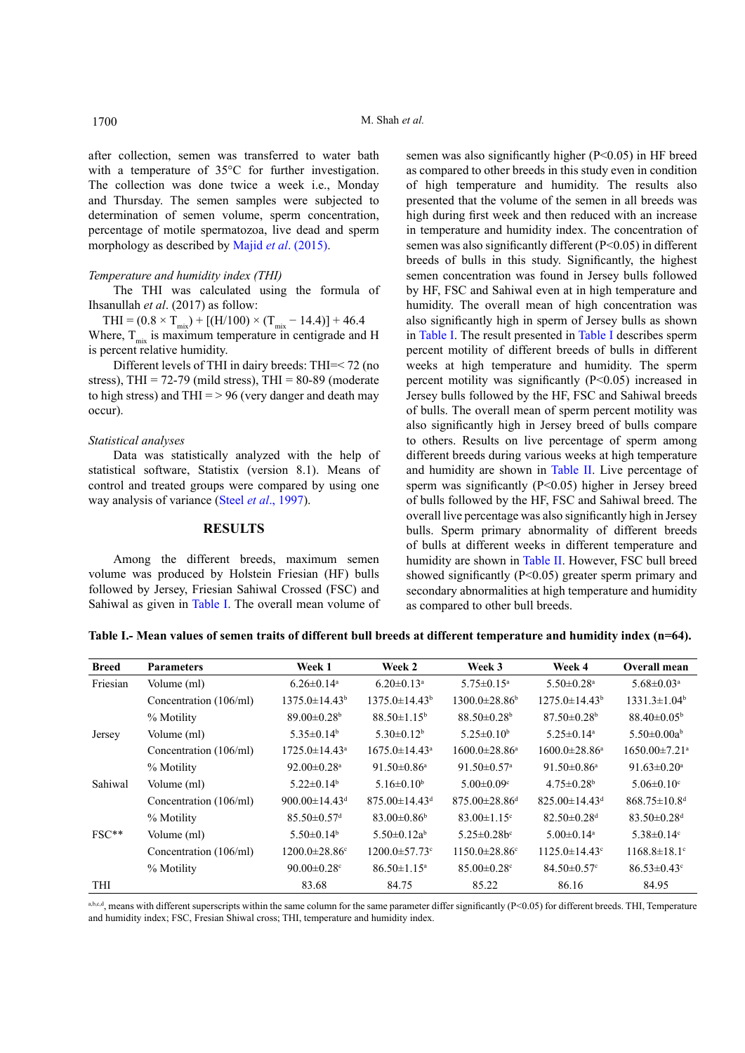after collection, semen was transferred to water bath with a temperature of 35°C for further investigation. The collection was done twice a week i.e., Monday and Thursday. The semen samples were subjected to determination of semen volume, sperm concentration, percentage of motile spermatozoa, live dead and sperm morphology as described by Majid *et al*. (2015).

*Temperature and humidity index (THI)*

The THI was calculated using the formula of Ihsanullah *et al*. (2017) as follow:

$$THI = (0.8 \times T_{mix}) + [(H/100) \times (T_{mix} - 14.4)] + 46.4$$

Where, $T_{mix}$ is maximum temperature in centigrade and H is percent relative humidity.

Different levels of THI in dairy breeds: THI=< 72 (no stress), THI = 72-79 (mild stress), THI = 80-89 (moderate to high stress) and THI = > 96 (very danger and death may occur).

*Statistical analyses*

Data was statistically analyzed with the help of statistical software, Statistix (version 8.1). Means of control and treated groups were compared by using one way analysis of variance (Steel *et al*., 1997).

## RESULTS

Among the different breeds, maximum semen volume was produced by Holstein Friesian (HF) bulls followed by Jersey, Friesian Sahiwal Crossed (FSC) and Sahiwal as given in Table I. The overall mean volume of semen was also significantly higher (P<0.05) in HF breed as compared to other breeds in this study even in condition of high temperature and humidity. The results also presented that the volume of the semen in all breeds was high during first week and then reduced with an increase in temperature and humidity index. The concentration of semen was also significantly different (P<0.05) in different breeds of bulls in this study. Significantly, the highest semen concentration was found in Jersey bulls followed by HF, FSC and Sahiwal even at in high temperature and humidity. The overall mean of high concentration was also significantly high in sperm of Jersey bulls as shown in Table I. The result presented in Table I describes sperm percent motility of different breeds of bulls in different weeks at high temperature and humidity. The sperm percent motility was significantly (P<0.05) increased in Jersey bulls followed by the HF, FSC and Sahiwal breeds of bulls. The overall mean of sperm percent motility was also significantly high in Jersey breed of bulls compare to others. Results on live percentage of sperm among different breeds during various weeks at high temperature and humidity are shown in Table II. Live percentage of sperm was significantly (P<0.05) higher in Jersey breed of bulls followed by the HF, FSC and Sahiwal breed. The overall live percentage was also significantly high in Jersey bulls. Sperm primary abnormality of different breeds of bulls at different weeks in different temperature and humidity are shown in Table II. However, FSC bull breed showed significantly (P<0.05) greater sperm primary and secondary abnormalities at high temperature and humidity as compared to other bull breeds.

**Table I.- Mean values of semen traits of different bull breeds at different temperature and humidity index (n=64).**

| Breed | Parameters | Week 1 | Week 2 | Week 3 | Week 4 | Overall mean |
|---|---|---|---|---|---|---|
| Friesian | Volume (ml) | 6.26±0.14[a] | 6.20±0.13[a] | 5.75±0.15[a] | 5.50±0.28[a] | 5.68±0.03[a] |
| | Concentration (106/ml) | 1375.0±14.43[b] | 1375.0±14.43[b] | 1300.0±28.86[b] | 1275.0±14.43[b] | 1331.3±1.04[b] |
| | % Motility | 89.00±0.28[b] | 88.50±1.15[b] | 88.50±0.28[b] | 87.50±0.28[b] | 88.40±0.05[b] |
| Jersey | Volume (ml) | 5.35±0.14[b] | 5.30±0.12[b] | 5.25±0.10[b] | 5.25±0.14[a] | 5.50±0.00a[b] |
| | Concentration (106/ml) | 1725.0±14.43[a] | 1675.0±14.43[a] | 1600.0±28.86[a] | 1600.0±28.86[a] | 1650.00±7.21[a] |
| | % Motility | 92.00±0.28[a] | 91.50±0.86[a] | 91.50±0.57[a] | 91.50±0.86[a] | 91.63±0.20[a] |
| Sahiwal | Volume (ml) | 5.22±0.14[b] | 5.16±0.10[b] | 5.00±0.09[c] | 4.75±0.28[b] | 5.06±0.10[c] |
| | Concentration (106/ml) | 900.00±14.43[d] | 875.00±14.43[d] | 875.00±28.86[d] | 825.00±14.43[d] | 868.75±10.8[d] |
| | % Motility | 85.50±0.57[d] | 83.00±0.86[b] | 83.00±1.15[c] | 82.50±0.28[d] | 83.50±0.28[d] |
| FSC** | Volume (ml) | 5.50±0.14[b] | 5.50±0.12a[b] | 5.25±0.28b[c] | 5.00±0.14[a] | 5.38±0.14[c] |
| | Concentration (106/ml) | 1200.0±28.86[c] | 1200.0±57.73[c] | 1150.00±28.86[c] | 1125.0±14.43[c] | 1168.8±18.1[c] |
| | % Motility | 90.00±0.28[c] | 86.50±1.15[a] | 85.00±0.28[c] | 84.50±0.57[c] | 86.53±0.43[c] |
| THI | | 83.68 | 84.75 | 85.22 | 86.16 | 84.95 |

[a,b,c,d], means with different superscripts within the same column for the same parameter differ significantly (P<0.05) for different breeds. THI, Temperature and humidity index; FSC, Fresian Shiwal cross; THI, temperature and humidity index.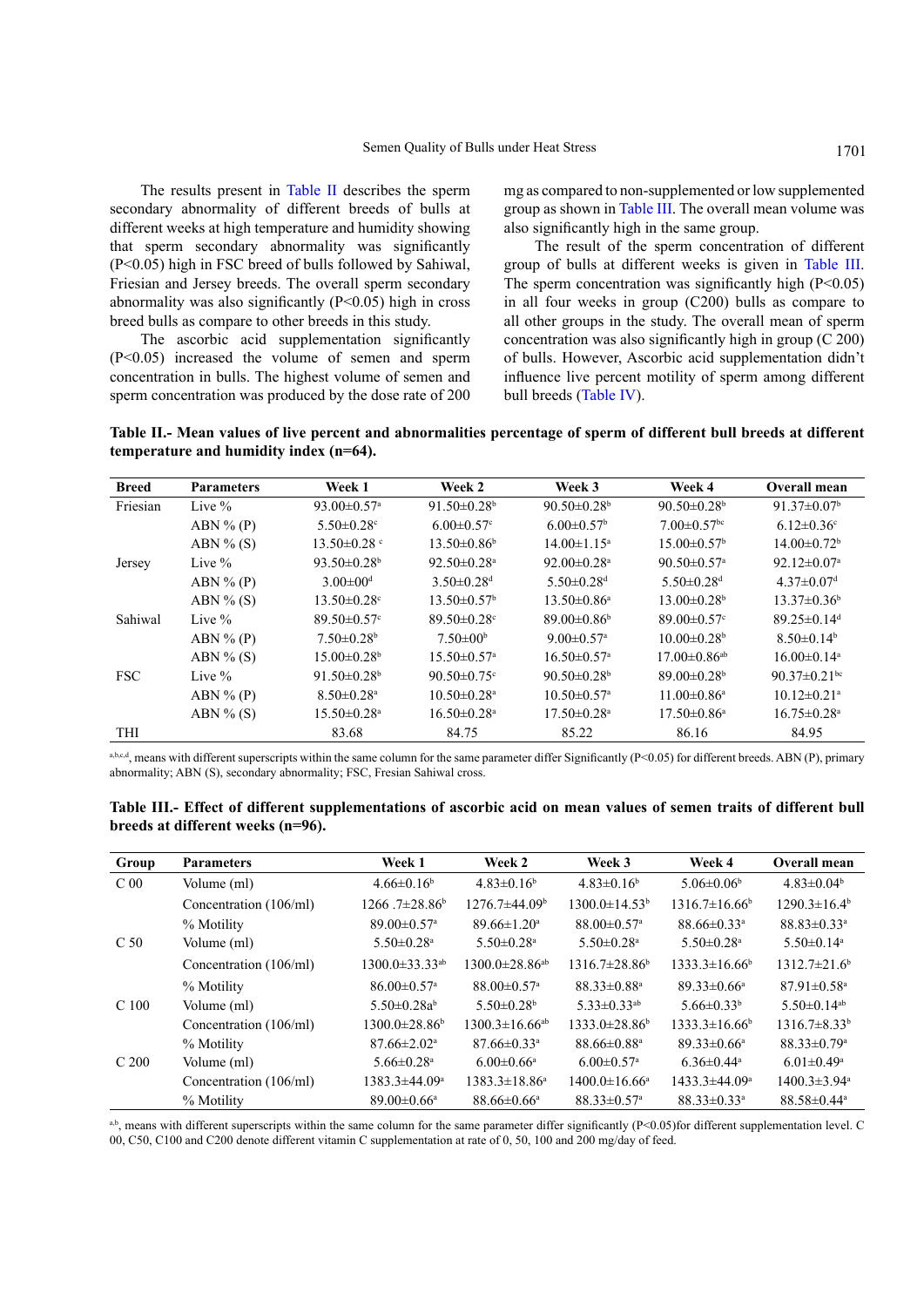The results present in Table II describes the sperm secondary abnormality of different breeds of bulls at different weeks at high temperature and humidity showing that sperm secondary abnormality was significantly (P<0.05) high in FSC breed of bulls followed by Sahiwal, Friesian and Jersey breeds. The overall sperm secondary abnormality was also significantly (P<0.05) high in cross breed bulls as compare to other breeds in this study.

The ascorbic acid supplementation significantly (P<0.05) increased the volume of semen and sperm concentration in bulls. The highest volume of semen and sperm concentration was produced by the dose rate of 200 mg as compared to non-supplemented or low supplemented group as shown in Table III. The overall mean volume was also significantly high in the same group.

The result of the sperm concentration of different group of bulls at different weeks is given in Table III. The sperm concentration was significantly high (P<0.05) in all four weeks in group (C200) bulls as compare to all other groups in the study. The overall mean of sperm concentration was also significantly high in group (C 200) of bulls. However, Ascorbic acid supplementation didn't influence live percent motility of sperm among different bull breeds (Table IV).

**Table II.- Mean values of live percent and abnormalities percentage of sperm of different bull breeds at different temperature and humidity index (n=64).**

| Breed | Parameters | Week 1 | Week 2 | Week 3 | Week 4 | Overall mean |
|---|---|---|---|---|---|---|
| Friesian | Live % | 93.00±0.57[a] | 91.50±0.28[b] | 90.50±0.28[b] | 90.50±0.28[b] | 91.37±0.07[b] |
| | ABN % (P) | 5.50±0.28[c] | 6.00±0.57[c] | 6.00±0.57[b] | 7.00±0.57[bc] | 6.12±0.36[c] |
| | ABN % (S) | 13.50±0.28 [c] | 13.50±0.86[b] | 14.00±1.15[a] | 15.00±0.57[b] | 14.00±0.72[b] |
| Jersey | Live % | 93.50±0.28[b] | 92.50±0.28[a] | 92.00±0.28[a] | 90.50±0.57[a] | 92.12±0.07[a] |
| | ABN % (P) | 3.00±00[d] | 3.50±0.28[d] | 5.50±0.28[d] | 5.50±0.28[d] | 4.37±0.07[d] |
| | ABN % (S) | 13.50±0.28[c] | 13.50±0.57[b] | 13.50±0.86[a] | 13.00±0.28[b] | 13.37±0.36[b] |
| Sahiwal | Live % | 89.50±0.57[c] | 89.50±0.28[c] | 89.00±0.86[b] | 89.00±0.57[c] | 89.25±0.14[d] |
| | ABN % (P) | 7.50±0.28[b] | 7.50±00[b] | 9.00±0.57[a] | 10.00±0.28[b] | 8.50±0.14[b] |
| | ABN % (S) | 15.00±0.28[b] | 15.50±0.57[a] | 16.50±0.57[a] | 17.00±0.86[ab] | 16.00±0.14[a] |
| FSC | Live % | 91.50±0.28[b] | 90.50±0.75[c] | 90.50±0.28[b] | 89.00±0.28[b] | 90.37±0.21[bc] |
| | ABN % (P) | 8.50±0.28[a] | 10.50±0.28[a] | 10.50±0.57[a] | 11.00±0.86[a] | 10.12±0.21[a] |
| | ABN % (S) | 15.50±0.28[a] | 16.50±0.28[a] | 17.50±0.28[a] | 17.50±0.86[a] | 16.75±0.28[a] |
| THI | | 83.68 | 84.75 | 85.22 | 86.16 | 84.95 |

[a,b,c,d], means with different superscripts within the same column for the same parameter differ Significantly (P<0.05) for different breeds. ABN (P), primary abnormality; ABN (S), secondary abnormality; FSC, Fresian Sahiwal cross.

**Table III.- Effect of different supplementations of ascorbic acid on mean values of semen traits of different bull breeds at different weeks (n=96).**

| Group | Parameters | Week 1 | Week 2 | Week 3 | Week 4 | Overall mean |
|---|---|---|---|---|---|---|
| C 00 | Volume (ml) | 4.66±0.16[b] | 4.83±0.16[b] | 4.83±0.16[b] | 5.06±0.06[b] | 4.83±0.04[b] |
| | Concentration (106/ml) | 1266 .7±28.86[b] | 1276.7±44.09[b] | 1300.0±14.53[b] | 1316.7±16.66[b] | 1290.3±16.4[b] |
| | % Motility | 89.00±0.57[a] | 89.66±1.20[a] | 88.00±0.57[a] | 88.66±0.33[a] | 88.83±0.33[a] |
| C 50 | Volume (ml) | 5.50±0.28[a] | 5.50±0.28[a] | 5.50±0.28[a] | 5.50±0.28[a] | 5.50±0.14[a] |
| | Concentration (106/ml) | 1300.0±33.33[ab] | 1300.0±28.86[ab] | 1316.7±28.86[b] | 1333.3±16.66[b] | 1312.7±21.6[b] |
| | % Motility | 86.00±0.57[a] | 88.00±0.57[a] | 88.33±0.88[a] | 89.33±0.66[a] | 87.91±0.58[a] |
| C 100 | Volume (ml) | 5.50±0.28a[b] | 5.50±0.28[b] | 5.33±0.33[ab] | 5.66±0.33[b] | 5.50±0.14[ab] |
| | Concentration (106/ml) | 1300.0±28.86[b] | 1300.3±16.66[ab] | 1333.0±28.86[b] | 1333.3±16.66[b] | 1316.7±8.33[b] |
| | % Motility | 87.66±2.02[a] | 87.66±0.33[a] | 88.66±0.88[a] | 89.33±0.66[a] | 88.33±0.79[a] |
| C 200 | Volume (ml) | 5.66±0.28[a] | 6.00±0.66[a] | 6.00±0.57[a] | 6.36±0.44[a] | 6.01±0.49[a] |
| | Concentration (106/ml) | 1383.3±44.09[a] | 1383.3±18.86[a] | 1400.0±16.66[a] | 1433.3±44.09[a] | 1400.3±3.94[a] |
| | % Motility | 89.00±0.66[a] | 88.66±0.66[a] | 88.33±0.57[a] | 88.33±0.33[a] | 88.58±0.44[a] |

[a,b], means with different superscripts within the same column for the same parameter differ significantly (P<0.05)for different supplementation level. C 00, C50, C100 and C200 denote different vitamin C supplementation at rate of 0, 50, 100 and 200 mg/day of feed.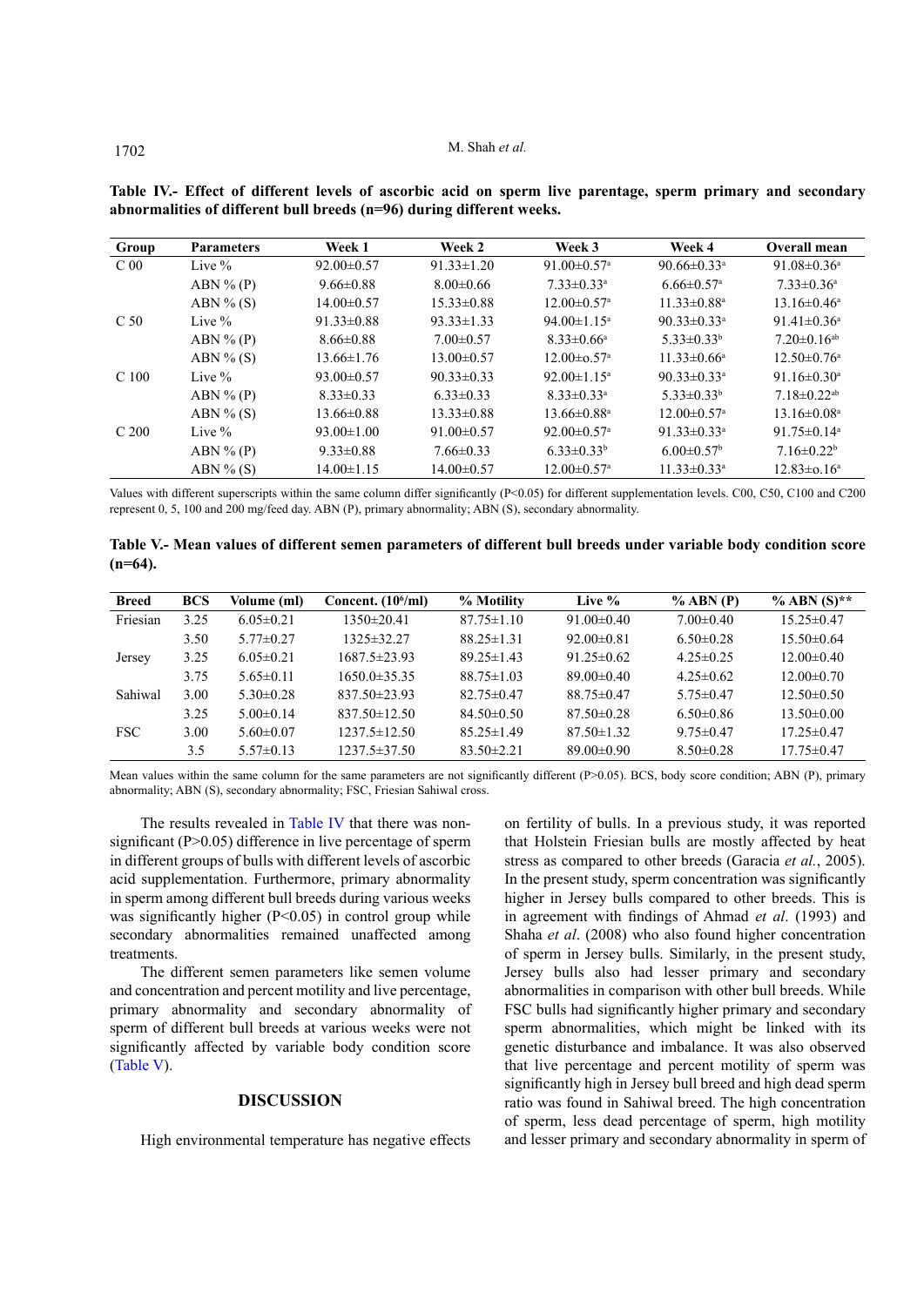**Table IV.- Effect of different levels of ascorbic acid on sperm live parentage, sperm primary and secondary abnormalities of different bull breeds (n=96) during different weeks.**

| Group | Parameters | Week 1 | Week 2 | Week 3 | Week 4 | Overall mean |
|---|---|---|---|---|---|---|
| C 00 | Live % | 92.00±0.57 | 91.33±1.20 | 91.00±0.57[a] | 90.66±0.33[a] | 91.08±0.36[a] |
| | ABN % (P) | 9.66±0.88 | 8.00±0.66 | 7.33±0.33[a] | 6.66±0.57[a] | 7.33±0.36[a] |
| | ABN % (S) | 14.00±0.57 | 15.33±0.88 | 12.00±0.57[a] | 11.33±0.88[a] | 13.16±0.46[a] |
| C 50 | Live % | 91.33±0.88 | 93.33±1.33 | 94.00±1.15[a] | 90.33±0.33[a] | 91.41±0.36[a] |
| | ABN % (P) | 8.66±0.88 | 7.00±0.57 | 8.33±0.66[a] | 5.33±0.33[b] | 7.20±0.16[ab] |
| | ABN % (S) | 13.66±1.76 | 13.00±0.57 | 12.00±0.57[a] | 11.33±0.66[a] | 12.50±0.76[a] |
| C 100 | Live % | 93.00±0.57 | 90.33±0.33 | 92.00±1.15[a] | 90.33±0.33[a] | 91.16±0.30[a] |
| | ABN % (P) | 8.33±0.33 | 6.33±0.33 | 8.33±0.33[a] | 5.33±0.33[b] | 7.18±0.22[ab] |
| | ABN % (S) | 13.66±0.88 | 13.33±0.88 | 13.66±0.88[a] | 12.00±0.57[a] | 13.16±0.08[a] |
| C 200 | Live % | 93.00±1.00 | 91.00±0.57 | 92.00±0.57[a] | 91.33±0.33[a] | 91.75±0.14[a] |
| | ABN % (P) | 9.33±0.88 | 7.66±0.33 | 6.33±0.33[b] | 6.00±0.57[b] | 7.16±0.22[b] |
| | ABN % (S) | 14.00±1.15 | 14.00±0.57 | 12.00±0.57[a] | 11.33±0.33[a] | 12.83±o.16[a] |

Values with different superscripts within the same column differ significantly (P<0.05) for different supplementation levels. C00, C50, C100 and C200 represent 0, 5, 100 and 200 mg/feed day. ABN (P), primary abnormality; ABN (S), secondary abnormality.

**Table V.- Mean values of different semen parameters of different bull breeds under variable body condition score (n=64).**

| Breed | BCS | Volume (ml) | Concent. ($10^6$/ml) | % Motility | Live % | % ABN (P) | % ABN (S)** |
|---|---|---|---|---|---|---|---|
| Friesian | 3.25 | 6.05±0.21 | 1350±20.41 | 87.75±1.10 | 91.00±0.40 | 7.00±0.40 | 15.25±0.47 |
| | 3.50 | 5.77±0.27 | 1325±32.27 | 88.25±1.31 | 92.00±0.81 | 6.50±0.28 | 15.50±0.64 |
| Jersey | 3.25 | 6.05±0.21 | 1687.5±23.93 | 89.25±1.43 | 91.25±0.62 | 4.25±0.25 | 12.00±0.40 |
| | 3.75 | 5.65±0.11 | 1650.0±35.35 | 88.75±1.03 | 89.00±0.40 | 4.25±0.62 | 12.00±0.70 |
| Sahiwal | 3.00 | 5.30±0.28 | 837.50±23.93 | 82.75±0.47 | 88.75±0.47 | 5.75±0.47 | 12.50±0.50 |
| | 3.25 | 5.00±0.14 | 837.50±12.50 | 84.50±0.50 | 87.50±0.28 | 6.50±0.86 | 13.50±0.00 |
| FSC | 3.00 | 5.60±0.07 | 1237.5±12.50 | 85.25±1.49 | 87.50±1.32 | 9.75±0.47 | 17.25±0.47 |
| | 3.5 | 5.57±0.13 | 1237.5±37.50 | 83.50±2.21 | 89.00±0.90 | 8.50±0.28 | 17.75±0.47 |

Mean values within the same column for the same parameters are not significantly different (P>0.05). BCS, body score condition; ABN (P), primary abnormality; ABN (S), secondary abnormality; FSC, Friesian Sahiwal cross.

The results revealed in Table IV that there was non-significant (P>0.05) difference in live percentage of sperm in different groups of bulls with different levels of ascorbic acid supplementation. Furthermore, primary abnormality in sperm among different bull breeds during various weeks was significantly higher (P<0.05) in control group while secondary abnormalities remained unaffected among treatments.

The different semen parameters like semen volume and concentration and percent motility and live percentage, primary abnormality and secondary abnormality of sperm of different bull breeds at various weeks were not significantly affected by variable body condition score (Table V).

## DISCUSSION

High environmental temperature has negative effects on fertility of bulls. In a previous study, it was reported that Holstein Friesian bulls are mostly affected by heat stress as compared to other breeds (Garacia *et al.*, 2005). In the present study, sperm concentration was significantly higher in Jersey bulls compared to other breeds. This is in agreement with findings of Ahmad *et al*. (1993) and Shaha *et al*. (2008) who also found higher concentration of sperm in Jersey bulls. Similarly, in the present study, Jersey bulls also had lesser primary and secondary abnormalities in comparison with other bull breeds. While FSC bulls had significantly higher primary and secondary sperm abnormalities, which might be linked with its genetic disturbance and imbalance. It was also observed that live percentage and percent motility of sperm was significantly high in Jersey bull breed and high dead sperm ratio was found in Sahiwal breed. The high concentration of sperm, less dead percentage of sperm, high motility and lesser primary and secondary abnormality in sperm of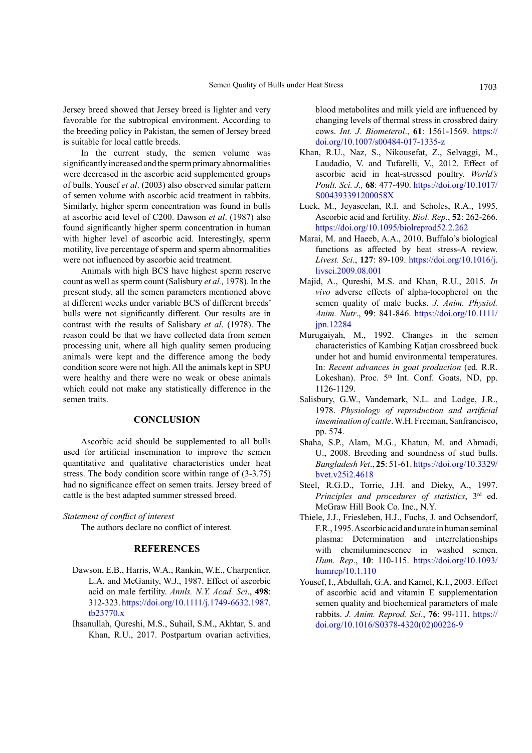Jersey breed showed that Jersey breed is lighter and very favorable for the subtropical environment. According to the breeding policy in Pakistan, the semen of Jersey breed is suitable for local cattle breeds.

In the current study, the semen volume was significantly increased and the sperm primary abnormalities were decreased in the ascorbic acid supplemented groups of bulls. Yousef *et al*. (2003) also observed similar pattern of semen volume with ascorbic acid treatment in rabbits. Similarly, higher sperm concentration was found in bulls at ascorbic acid level of C200. Dawson *et al*. (1987) also found significantly higher sperm concentration in human with higher level of ascorbic acid. Interestingly, sperm motility, live percentage of sperm and sperm abnormalities were not influenced by ascorbic acid treatment.

Animals with high BCS have highest sperm reserve count as well as sperm count (Salisbury *et al.,* 1978). In the present study, all the semen parameters mentioned above at different weeks under variable BCS of different breeds' bulls were not significantly different. Our results are in contrast with the results of Salisbury *et al*. (1978). The reason could be that we have collected data from semen processing unit, where all high quality semen producing animals were kept and the difference among the body condition score were not high. All the animals kept in SPU were healthy and there were no weak or obese animals which could not make any statistically difference in the semen traits.

## CONCLUSION

Ascorbic acid should be supplemented to all bulls used for artificial insemination to improve the semen quantitative and qualitative characteristics under heat stress. The body condition score within range of (3-3.75) had no significance effect on semen traits. Jersey breed of cattle is the best adapted summer stressed breed.

*Statement of conflict of interest*

The authors declare no conflict of interest.

## REFERENCES

Dawson, E.B., Harris, W.A., Rankin, W.E., Charpentier, L.A. and McGanity, W.J., 1987. Effect of ascorbic acid on male fertility. *Annls. N.Y. Acad. Sci*., **498**: 312-323. https://doi.org/10.1111/j.1749-6632.1987.tb23770.x

Ihsanullah, Qureshi, M.S., Suhail, S.M., Akhtar, S. and Khan, R.U., 2017. Postpartum ovarian activities, blood metabolites and milk yield are influenced by changing levels of thermal stress in crossbred dairy cows. *Int. J. Biometerol*., **61**: 1561-1569. https://doi.org/10.1007/s00484-017-1335-z

Khan, R.U., Naz, S., Nikousefat, Z., Selvaggi, M., Laudadio, V. and Tufarelli, V., 2012. Effect of ascorbic acid in heat-stressed poultry. *World's Poult. Sci. J.,* **68**: 477-490. https://doi.org/10.1017/S004393391200058X

Luck, M., Jeyaseelan, R.I. and Scholes, R.A., 1995. Ascorbic acid and fertility. *Biol. Rep*., **52**: 262-266. https://doi.org/10.1095/biolreprod52.2.262

Marai, M. and Haeeb, A.A., 2010. Buffalo's biological functions as affected by heat stress-A review. *Livest. Sci*., **127**: 89-109. https://doi.org/10.1016/j.livsci.2009.08.001

Majid, A., Qureshi, M.S. and Khan, R.U., 2015. *In vivo* adverse effects of alpha-tocopherol on the semen quality of male bucks. *J. Anim. Physiol. Anim. Nutr*., **99**: 841-846. https://doi.org/10.1111/jpn.12284

Murugaiyah, M., 1992. Changes in the semen characteristics of Kambing Katjan crossbreed buck under hot and humid environmental temperatures. In: *Recent advances in goat production* (ed. R.R. Lokeshan). Proc. 5th Int. Conf. Goats, ND, pp. 1126-1129.

Salisbury, G.W., Vandemark, N.L. and Lodge, J.R., 1978. *Physiology of reproduction and artificial insemination of cattle*. W.H. Freeman, Sanfrancisco, pp. 574.

Shaha, S.P., Alam, M.G., Khatun, M. and Ahmadi, U., 2008. Breeding and soundness of stud bulls. *Bangladesh Vet*., **25**: 51-61. https://doi.org/10.3329/bvet.v25i2.4618

Steel, R.G.D., Torrie, J.H. and Dieky, A., 1997. *Principles and procedures of statistics*, 3rd ed. McGraw Hill Book Co. Inc., N.Y.

Thiele, J.J., Friesleben, H.J., Fuchs, J. and Ochsendorf, F.R., 1995. Ascorbic acid and urate in human seminal plasma: Determination and interrelationships with chemiluminescence in washed semen. *Hum. Rep*., **10**: 110-115. https://doi.org/10.1093/humrep/10.1.110

Yousef, I., Abdullah, G.A. and Kamel, K.I., 2003. Effect of ascorbic acid and vitamin E supplementation semen quality and biochemical parameters of male rabbits. *J. Anim. Reprod. Sci*., **76**: 99-111. https://doi.org/10.1016/S0378-4320(02)00226-9